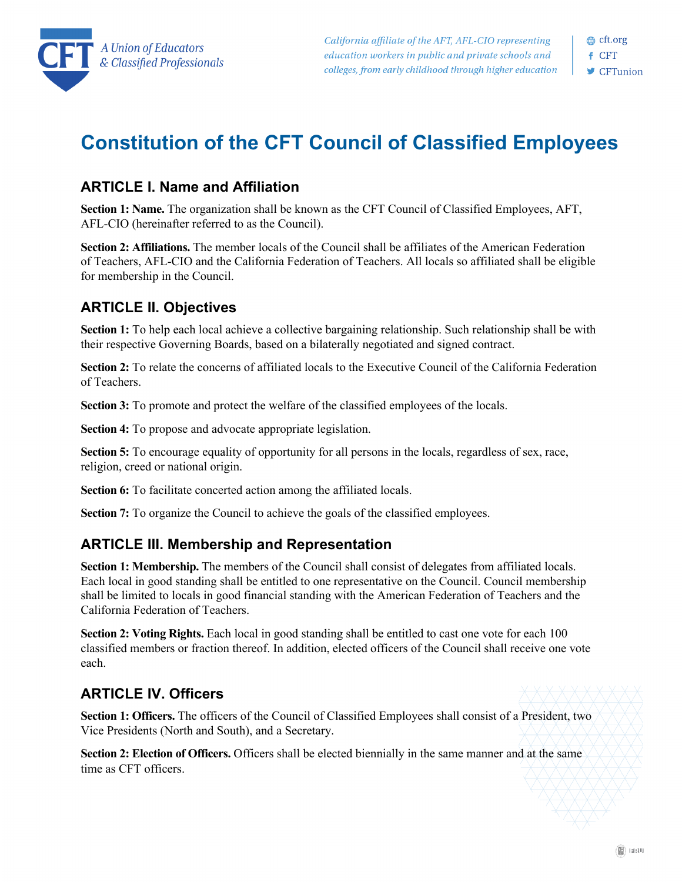# Constitution of the CFT Council of Classified Employees

## ARTICLE I. Name and Affiliation

**Section 1: Name.** The organization shall be known as the CFT Council of Classified Employees, AFT, AFL-CIO (hereinafter referred to as the Council).

**Section 2: Affiliations.** The member locals of the Council shall be affiliates of the American Federation of Teachers, AFL-CIO and the California Federation of Teachers. All locals so affiliated shall be eligible for membership in the Council.

## ARTICLE II. Objectives

**Section 1:** To help each local achieve a collective bargaining relationship. Such relationship shall be with their respective Governing Boards, based on a bilaterally negotiated and signed contract.

**Section 2:** To relate the concerns of affiliated locals to the Executive Council of the California Federation of Teachers.

**Section 3:** To promote and protect the welfare of the classified employees of the locals.

**Section 4:** To propose and advocate appropriate legislation.

**Section 5:** To encourage equality of opportunity for all persons in the locals, regardless of sex, race, religion, creed or national origin.

**Section 6:** To facilitate concerted action among the affiliated locals.

**Section 7:** To organize the Council to achieve the goals of the classified employees.

## ARTICLE III. Membership and Representation

**Section 1: Membership.** The members of the Council shall consist of delegates from affiliated locals. Each local in good standing shall be entitled to one representative on the Council. Council membership shall be limited to locals in good financial standing with the American Federation of Teachers and the California Federation of Teachers.

**Section 2: Voting Rights.** Each local in good standing shall be entitled to cast one vote for each 100 classified members or fraction thereof. In addition, elected officers of the Council shall receive one vote each.

## ARTICLE IV. Officers

**Section 1: Officers.** The officers of the Council of Classified Employees shall consist of a President, two Vice Presidents (North and South), and a Secretary.

**Section 2: Election of Officers.** Officers shall be elected biennially in the same manner and at the same time as CFT officers.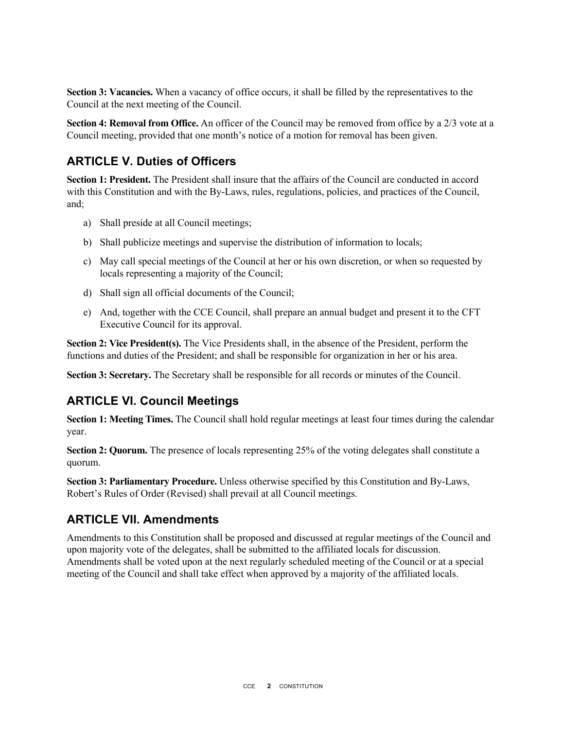**Section 3: Vacancies.** When a vacancy of office occurs, it shall be filled by the representatives to the Council at the next meeting of the Council.

**Section 4: Removal from Office.** An officer of the Council may be removed from office by a 2/3 vote at a Council meeting, provided that one month's notice of a motion for removal has been given.

## ARTICLE V. Duties of Officers

**Section 1: President.** The President shall insure that the affairs of the Council are conducted in accord with this Constitution and with the By-Laws, rules, regulations, policies, and practices of the Council, and;

a) Shall preside at all Council meetings;

b) Shall publicize meetings and supervise the distribution of information to locals;

c) May call special meetings of the Council at her or his own discretion, or when so requested by locals representing a majority of the Council;

d) Shall sign all official documents of the Council;

e) And, together with the CCE Council, shall prepare an annual budget and present it to the CFT Executive Council for its approval.

**Section 2: Vice President(s).** The Vice Presidents shall, in the absence of the President, perform the functions and duties of the President; and shall be responsible for organization in her or his area.

**Section 3: Secretary.** The Secretary shall be responsible for all records or minutes of the Council.

## ARTICLE VI. Council Meetings

**Section 1: Meeting Times.** The Council shall hold regular meetings at least four times during the calendar year.

**Section 2: Quorum.** The presence of locals representing 25% of the voting delegates shall constitute a quorum.

**Section 3: Parliamentary Procedure.** Unless otherwise specified by this Constitution and By-Laws, Robert's Rules of Order (Revised) shall prevail at all Council meetings.

## ARTICLE VII. Amendments

Amendments to this Constitution shall be proposed and discussed at regular meetings of the Council and upon majority vote of the delegates, shall be submitted to the affiliated locals for discussion. Amendments shall be voted upon at the next regularly scheduled meeting of the Council or at a special meeting of the Council and shall take effect when approved by a majority of the affiliated locals.